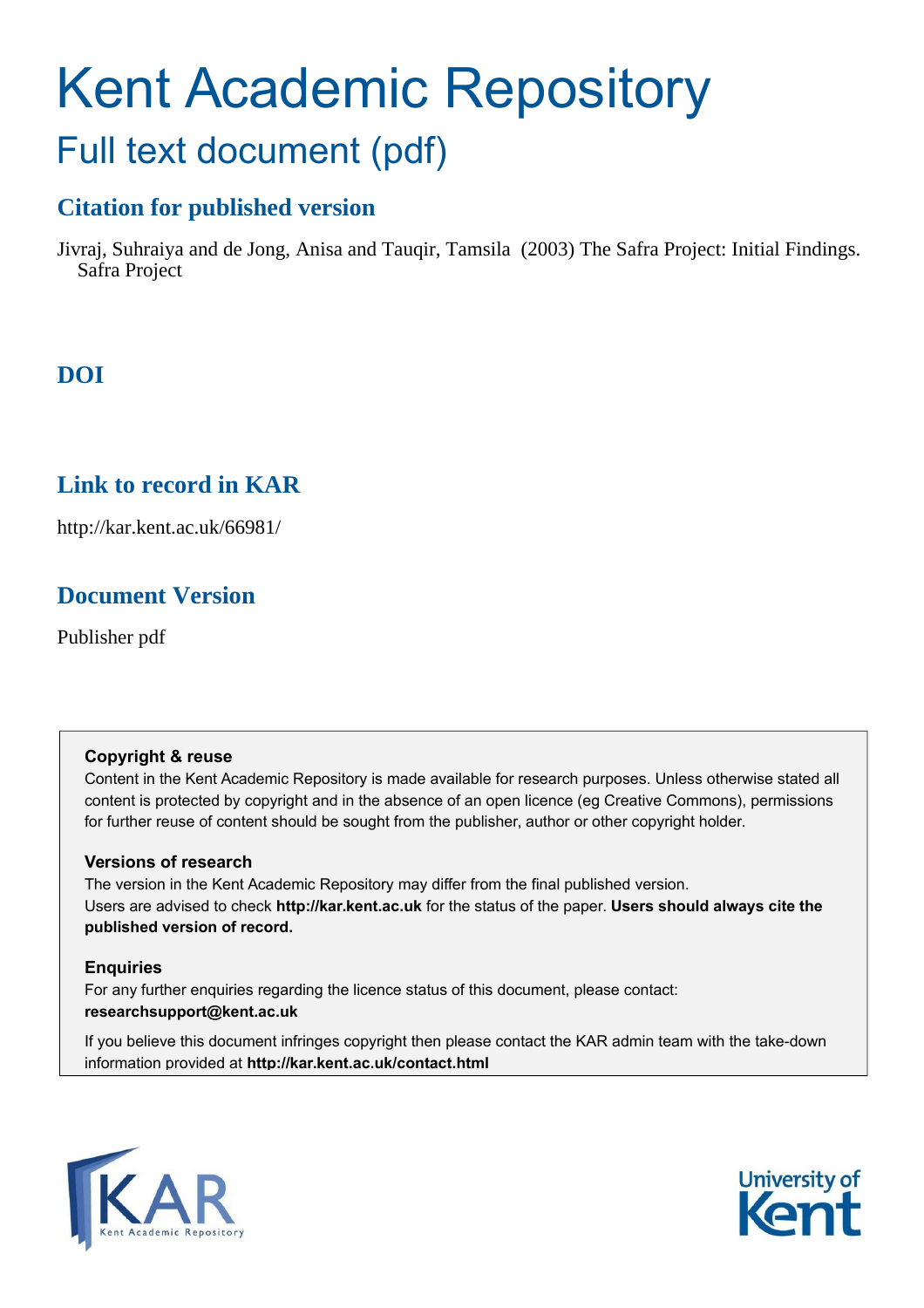# Kent Academic Repository

## Full text document (pdf)

## Citation for published version

Jivraj, Suhraiya and de Jong, Anisa and Tauqir, Tamsila (2003) The Safra Project: Initial Findings. Safra Project

## DOI

## Link to record in KAR

http://kar.kent.ac.uk/66981/

## Document Version

Publisher pdf

**Copyright & reuse**

Content in the Kent Academic Repository is made available for research purposes. Unless otherwise stated all content is protected by copyright and in the absence of an open licence (eg Creative Commons), permissions for further reuse of content should be sought from the publisher, author or other copyright holder.

**Versions of research**

The version in the Kent Academic Repository may differ from the final published version. Users are advised to check **http://kar.kent.ac.uk** for the status of the paper. **Users should always cite the published version of record.**

**Enquiries**

For any further enquiries regarding the licence status of this document, please contact: **researchsupport@kent.ac.uk**

If you believe this document infringes copyright then please contact the KAR admin team with the take-down information provided at **http://kar.kent.ac.uk/contact.html**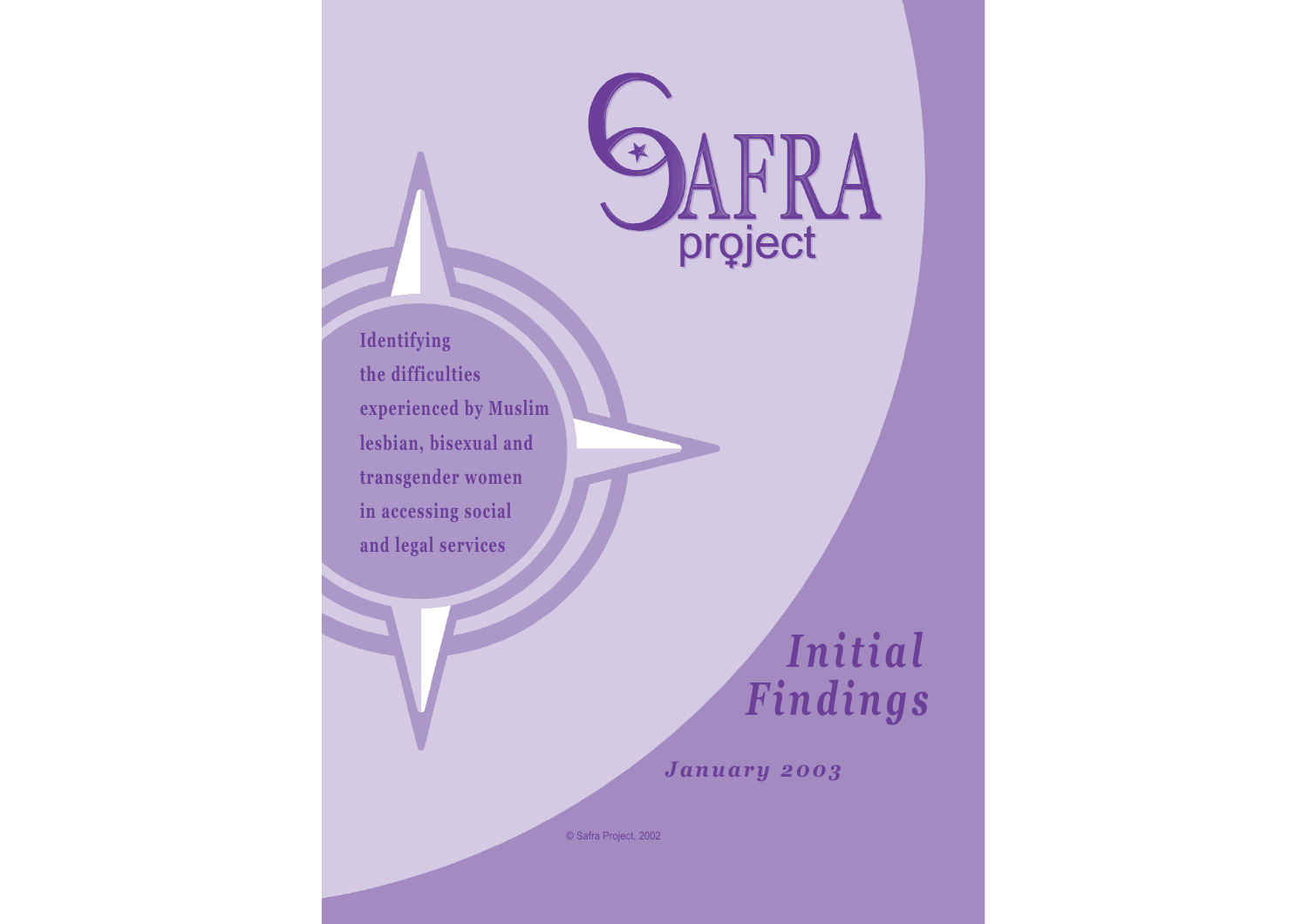# SAFRA project

**Identifying the difficulties experienced by Muslim lesbian, bisexual and transgender women in accessing social and legal services**

# *Initial Findings*

***January 2003***

© Safra Project, 2002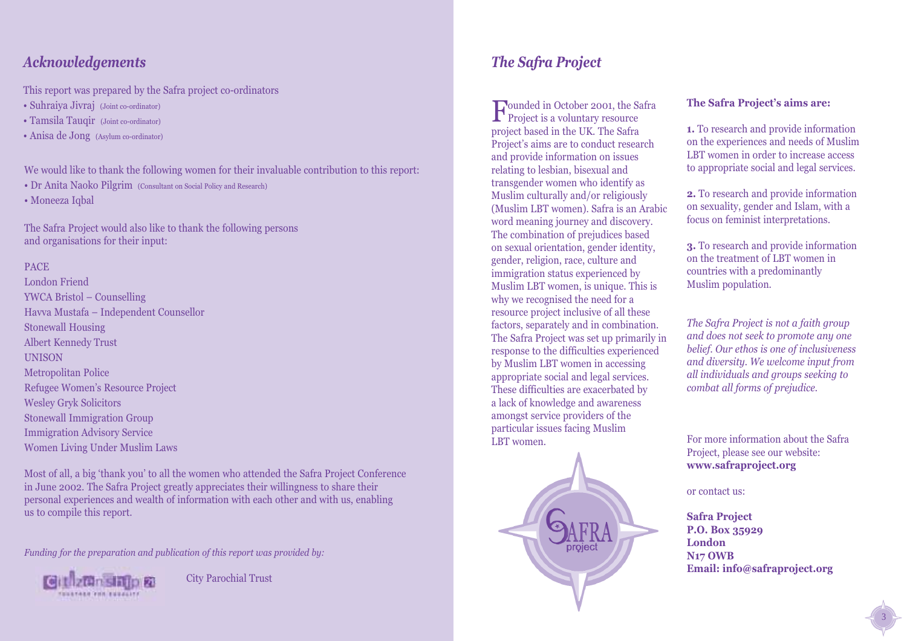## *Acknowledgements*

This report was prepared by the Safra project co-ordinators

- Suhraiya Jivraj (Joint co-ordinator)
- Tamsila Tauqir (Joint co-ordinator)
- Anisa de Jong (Asylum co-ordinator)

We would like to thank the following women for their invaluable contribution to this report:

- Dr Anita Naoko Pilgrim (Consultant on Social Policy and Research)
- Moneeza Iqbal

The Safra Project would also like to thank the following persons and organisations for their input:

PACE
London Friend
YWCA Bristol – Counselling
Havva Mustafa – Independent Counsellor
Stonewall Housing
Albert Kennedy Trust
UNISON
Metropolitan Police
Refugee Women's Resource Project
Wesley Gryk Solicitors
Stonewall Immigration Group
Immigration Advisory Service
Women Living Under Muslim Laws

Most of all, a big 'thank you' to all the women who attended the Safra Project Conference in June 2002. The Safra Project greatly appreciates their willingness to share their personal experiences and wealth of information with each other and with us, enabling us to compile this report.

*Funding for the preparation and publication of this report was provided by:*

Citizenship 21 – Together for Equality

City Parochial Trust

## *The Safra Project*

Founded in October 2001, the Safra Project is a voluntary resource project based in the UK. The Safra Project's aims are to conduct research and provide information on issues relating to lesbian, bisexual and transgender women who identify as Muslim culturally and/or religiously (Muslim LBT women). Safra is an Arabic word meaning journey and discovery. The combination of prejudices based on sexual orientation, gender identity, gender, religion, race, culture and immigration status experienced by Muslim LBT women, is unique. This is why we recognised the need for a resource project inclusive of all these factors, separately and in combination. The Safra Project was set up primarily in response to the difficulties experienced by Muslim LBT women in accessing appropriate social and legal services. These difficulties are exacerbated by a lack of knowledge and awareness amongst service providers of the particular issues facing Muslim LBT women.

**The Safra Project's aims are:**

**1.** To research and provide information on the experiences and needs of Muslim LBT women in order to increase access to appropriate social and legal services.

**2.** To research and provide information on sexuality, gender and Islam, with a focus on feminist interpretations.

**3.** To research and provide information on the treatment of LBT women in countries with a predominantly Muslim population.

*The Safra Project is not a faith group and does not seek to promote any one belief. Our ethos is one of inclusiveness and diversity. We welcome input from all individuals and groups seeking to combat all forms of prejudice.*

For more information about the Safra Project, please see our website:
**www.safraproject.org**

or contact us:

**Safra Project**
**P.O. Box 35929**
**London**
**N17 OWB**
**Email: info@safraproject.org**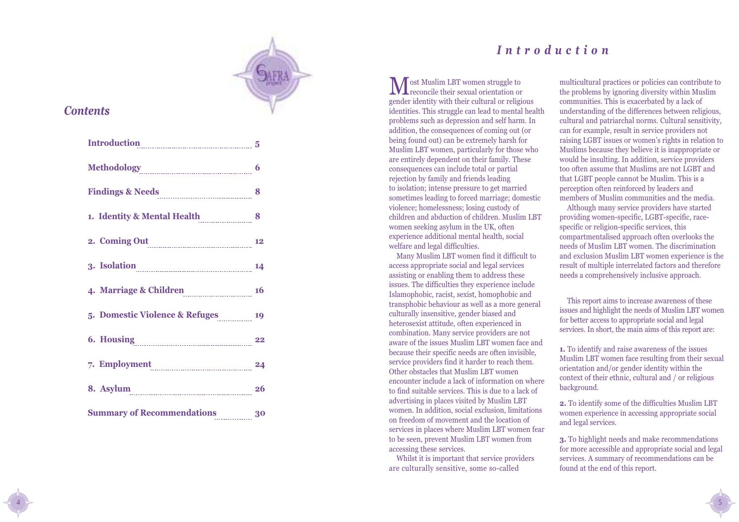## Contents

| | |
|---|---|
| Introduction | 5 |
| Methodology | 6 |
| Findings & Needs | 8 |
| 1. Identity & Mental Health | 8 |
| 2. Coming Out | 12 |
| 3. Isolation | 14 |
| 4. Marriage & Children | 16 |
| 5. Domestic Violence & Refuges | 19 |
| 6. Housing | 22 |
| 7. Employment | 24 |
| 8. Asylum | 26 |
| Summary of Recommendations | 30 |

# *Introduction*

Most Muslim LBT women struggle to reconcile their sexual orientation or gender identity with their cultural or religious identities. This struggle can lead to mental health problems such as depression and self harm. In addition, the consequences of coming out (or being found out) can be extremely harsh for Muslim LBT women, particularly for those who are entirely dependent on their family. These consequences can include total or partial rejection by family and friends leading to isolation; intense pressure to get married sometimes leading to forced marriage; domestic violence; homelessness; losing custody of children and abduction of children. Muslim LBT women seeking asylum in the UK, often experience additional mental health, social welfare and legal difficulties.

Many Muslim LBT women find it difficult to access appropriate social and legal services assisting or enabling them to address these issues. The difficulties they experience include Islamophobic, racist, sexist, homophobic and transphobic behaviour as well as a more general culturally insensitive, gender biased and heterosexist attitude, often experienced in combination. Many service providers are not aware of the issues Muslim LBT women face and because their specific needs are often invisible, service providers find it harder to reach them. Other obstacles that Muslim LBT women encounter include a lack of information on where to find suitable services. This is due to a lack of advertising in places visited by Muslim LBT women. In addition, social exclusion, limitations on freedom of movement and the location of services in places where Muslim LBT women fear to be seen, prevent Muslim LBT women from accessing these services.

Whilst it is important that service providers are culturally sensitive, some so-called multicultural practices or policies can contribute to the problems by ignoring diversity within Muslim communities. This is exacerbated by a lack of understanding of the differences between religious, cultural and patriarchal norms. Cultural sensitivity, can for example, result in service providers not raising LGBT issues or women's rights in relation to Muslims because they believe it is inappropriate or would be insulting. In addition, service providers too often assume that Muslims are not LGBT and that LGBT people cannot be Muslim. This is a perception often reinforced by leaders and members of Muslim communities and the media.

Although many service providers have started providing women-specific, LGBT-specific, race-specific or religion-specific services, this compartmentalised approach often overlooks the needs of Muslim LBT women. The discrimination and exclusion Muslim LBT women experience is the result of multiple interrelated factors and therefore needs a comprehensively inclusive approach.

This report aims to increase awareness of these issues and highlight the needs of Muslim LBT women for better access to appropriate social and legal services. In short, the main aims of this report are:

**1.** To identify and raise awareness of the issues Muslim LBT women face resulting from their sexual orientation and/or gender identity within the context of their ethnic, cultural and / or religious background.

**2.** To identify some of the difficulties Muslim LBT women experience in accessing appropriate social and legal services.

**3.** To highlight needs and make recommendations for more accessible and appropriate social and legal services. A summary of recommendations can be found at the end of this report.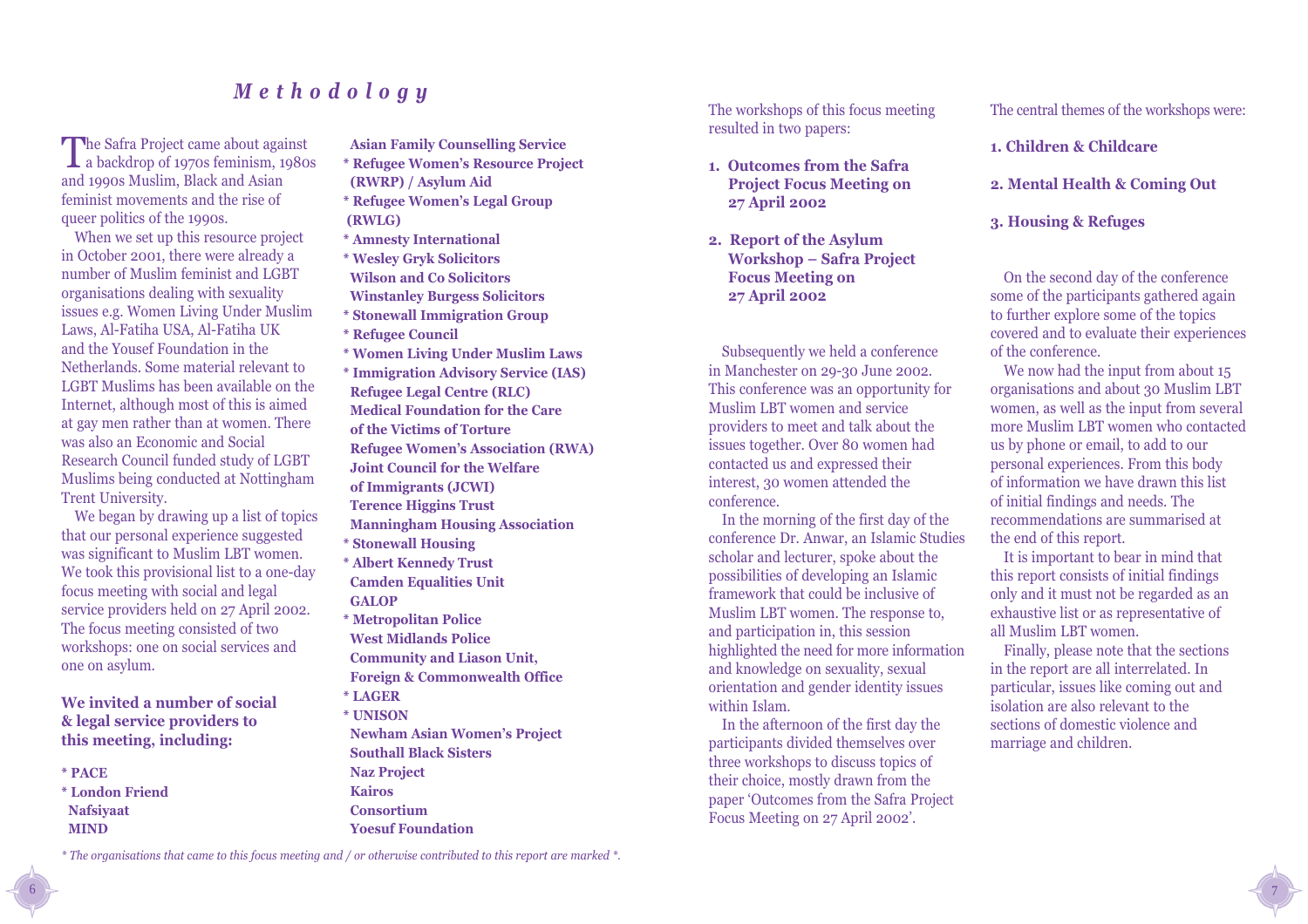# *Methodology*

The Safra Project came about against a backdrop of 1970s feminism, 1980s and 1990s Muslim, Black and Asian feminist movements and the rise of queer politics of the 1990s.

When we set up this resource project in October 2001, there were already a number of Muslim feminist and LGBT organisations dealing with sexuality issues e.g. Women Living Under Muslim Laws, Al-Fatiha USA, Al-Fatiha UK and the Yousef Foundation in the Netherlands. Some material relevant to LGBT Muslims has been available on the Internet, although most of this is aimed at gay men rather than at women. There was also an Economic and Social Research Council funded study of LGBT Muslims being conducted at Nottingham Trent University.

We began by drawing up a list of topics that our personal experience suggested was significant to Muslim LBT women. We took this provisional list to a one-day focus meeting with social and legal service providers held on 27 April 2002. The focus meeting consisted of two workshops: one on social services and one on asylum.

**We invited a number of social & legal service providers to this meeting, including:**

**\* PACE**
**\* London Friend**
**Nafsiyaat**
**MIND**
**Asian Family Counselling Service**
**\* Refugee Women's Resource Project (RWRP) / Asylum Aid**
**\* Refugee Women's Legal Group (RWLG)**
**\* Amnesty International**
**\* Wesley Gryk Solicitors**
**Wilson and Co Solicitors**
**Winstanley Burgess Solicitors**
**\* Stonewall Immigration Group**
**\* Refugee Council**
**\* Women Living Under Muslim Laws**
**\* Immigration Advisory Service (IAS)**
**Refugee Legal Centre (RLC)**
**Medical Foundation for the Care of the Victims of Torture**
**Refugee Women's Association (RWA)**
**Joint Council for the Welfare of Immigrants (JCWI)**
**Terence Higgins Trust**
**Manningham Housing Association**
**\* Stonewall Housing**
**\* Albert Kennedy Trust**
**Camden Equalities Unit**
**GALOP**
**\* Metropolitan Police**
**West Midlands Police**
**Community and Liason Unit, Foreign & Commonwealth Office**
**\* LAGER**
**\* UNISON**
**Newham Asian Women's Project**
**Southall Black Sisters**
**Naz Project**
**Kairos**
**Consortium**
**Yoesuf Foundation**

*\* The organisations that came to this focus meeting and / or otherwise contributed to this report are marked \*.*

The workshops of this focus meeting resulted in two papers:

1. **Outcomes from the Safra Project Focus Meeting on 27 April 2002**
2. **Report of the Asylum Workshop – Safra Project Focus Meeting on 27 April 2002**

Subsequently we held a conference in Manchester on 29-30 June 2002. This conference was an opportunity for Muslim LBT women and service providers to meet and talk about the issues together. Over 80 women had contacted us and expressed their interest, 30 women attended the conference.

In the morning of the first day of the conference Dr. Anwar, an Islamic Studies scholar and lecturer, spoke about the possibilities of developing an Islamic framework that could be inclusive of Muslim LBT women. The response to, and participation in, this session highlighted the need for more information and knowledge on sexuality, sexual orientation and gender identity issues within Islam.

In the afternoon of the first day the participants divided themselves over three workshops to discuss topics of their choice, mostly drawn from the paper 'Outcomes from the Safra Project Focus Meeting on 27 April 2002'.

The central themes of the workshops were:

**1. Children & Childcare**

**2. Mental Health & Coming Out**

**3. Housing & Refuges**

On the second day of the conference some of the participants gathered again to further explore some of the topics covered and to evaluate their experiences of the conference.

We now had the input from about 15 organisations and about 30 Muslim LBT women, as well as the input from several more Muslim LBT women who contacted us by phone or email, to add to our personal experiences. From this body of information we have drawn this list of initial findings and needs. The recommendations are summarised at the end of this report.

It is important to bear in mind that this report consists of initial findings only and it must not be regarded as an exhaustive list or as representative of all Muslim LBT women.

Finally, please note that the sections in the report are all interrelated. In particular, issues like coming out and isolation are also relevant to the sections of domestic violence and marriage and children.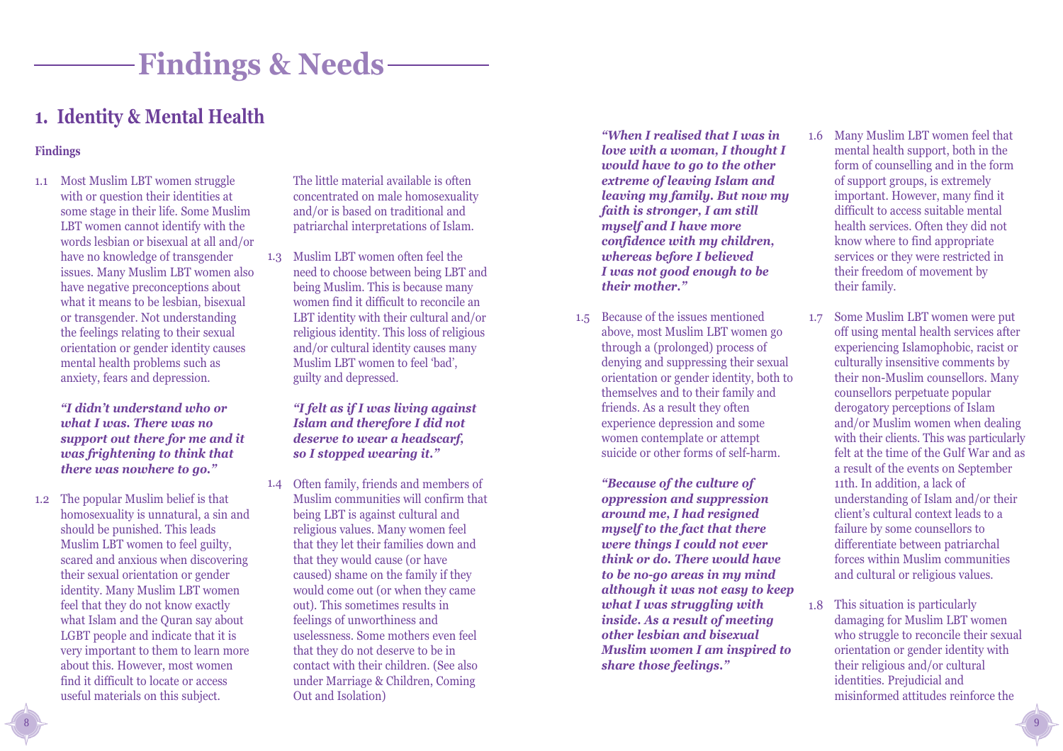# Findings & Needs

## 1. Identity & Mental Health

### Findings

1.1 Most Muslim LBT women struggle with or question their identities at some stage in their life. Some Muslim LBT women cannot identify with the words lesbian or bisexual at all and/or have no knowledge of transgender issues. Many Muslim LBT women also have negative preconceptions about what it means to be lesbian, bisexual or transgender. Not understanding the feelings relating to their sexual orientation or gender identity causes mental health problems such as anxiety, fears and depression.

> ***"I didn't understand who or what I was. There was no support out there for me and it was frightening to think that there was nowhere to go."***

1.2 The popular Muslim belief is that homosexuality is unnatural, a sin and should be punished. This leads Muslim LBT women to feel guilty, scared and anxious when discovering their sexual orientation or gender identity. Many Muslim LBT women feel that they do not know exactly what Islam and the Quran say about LGBT people and indicate that it is very important to them to learn more about this. However, most women find it difficult to locate or access useful materials on this subject. The little material available is often concentrated on male homosexuality and/or is based on traditional and patriarchal interpretations of Islam.

1.3 Muslim LBT women often feel the need to choose between being LBT and being Muslim. This is because many women find it difficult to reconcile an LBT identity with their cultural and/or religious identity. This loss of religious and/or cultural identity causes many Muslim LBT women to feel 'bad', guilty and depressed.

> ***"I felt as if I was living against Islam and therefore I did not deserve to wear a headscarf, so I stopped wearing it."***

1.4 Often family, friends and members of Muslim communities will confirm that being LBT is against cultural and religious values. Many women feel that they let their families down and that they would cause (or have caused) shame on the family if they would come out (or when they came out). This sometimes results in feelings of unworthiness and uselessness. Some mothers even feel that they do not deserve to be in contact with their children. (See also under Marriage & Children, Coming Out and Isolation)

> ***"When I realised that I was in love with a woman, I thought I would have to go to the other extreme of leaving Islam and leaving my family. But now my faith is stronger, I am still myself and I have more confidence with my children, whereas before I believed I was not good enough to be their mother."***

1.5 Because of the issues mentioned above, most Muslim LBT women go through a (prolonged) process of denying and suppressing their sexual orientation or gender identity, both to themselves and to their family and friends. As a result they often experience depression and some women contemplate or attempt suicide or other forms of self-harm.

> ***"Because of the culture of oppression and suppression around me, I had resigned myself to the fact that there were things I could not ever think or do. There would have to be no-go areas in my mind although it was not easy to keep what I was struggling with inside. As a result of meeting other lesbian and bisexual Muslim women I am inspired to share those feelings."***

1.6 Many Muslim LBT women feel that mental health support, both in the form of counselling and in the form of support groups, is extremely important. However, many find it difficult to access suitable mental health services. Often they did not know where to find appropriate services or they were restricted in their freedom of movement by their family.

1.7 Some Muslim LBT women were put off using mental health services after experiencing Islamophobic, racist or culturally insensitive comments by their non-Muslim counsellors. Many counsellors perpetuate popular derogatory perceptions of Islam and/or Muslim women when dealing with their clients. This was particularly felt at the time of the Gulf War and as a result of the events on September 11th. In addition, a lack of understanding of Islam and/or their client's cultural context leads to a failure by some counsellors to differentiate between patriarchal forces within Muslim communities and cultural or religious values.

1.8 This situation is particularly damaging for Muslim LBT women who struggle to reconcile their sexual orientation or gender identity with their religious and/or cultural identities. Prejudicial and misinformed attitudes reinforce the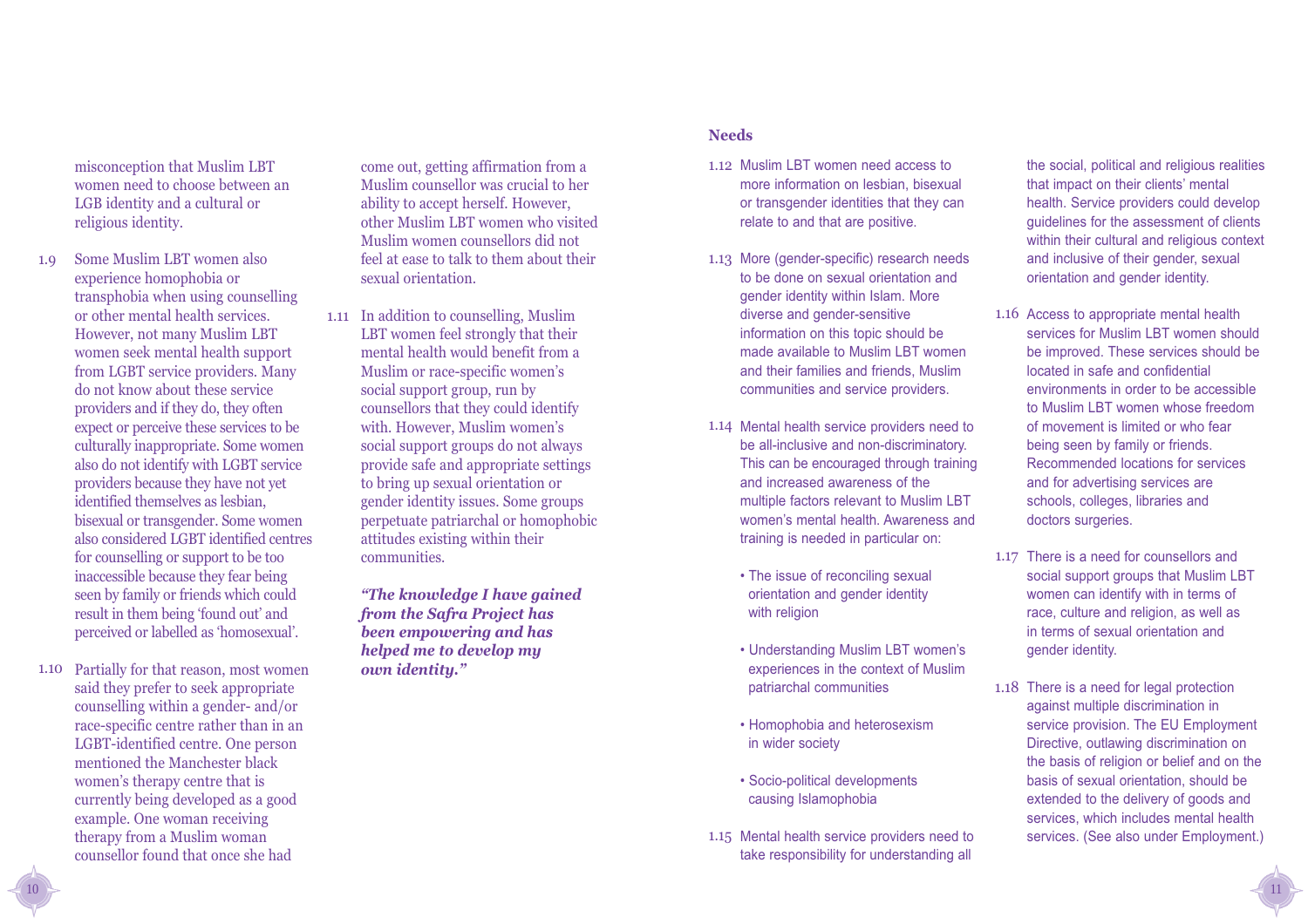misconception that Muslim LBT women need to choose between an LGB identity and a cultural or religious identity.

1.9 Some Muslim LBT women also experience homophobia or transphobia when using counselling or other mental health services. However, not many Muslim LBT women seek mental health support from LGBT service providers. Many do not know about these service providers and if they do, they often expect or perceive these services to be culturally inappropriate. Some women also do not identify with LGBT service providers because they have not yet identified themselves as lesbian, bisexual or transgender. Some women also considered LGBT identified centres for counselling or support to be too inaccessible because they fear being seen by family or friends which could result in them being 'found out' and perceived or labelled as 'homosexual'.

1.10 Partially for that reason, most women said they prefer to seek appropriate counselling within a gender- and/or race-specific centre rather than in an LGBT-identified centre. One person mentioned the Manchester black women's therapy centre that is currently being developed as a good example. One woman receiving therapy from a Muslim woman counsellor found that once she had come out, getting affirmation from a Muslim counsellor was crucial to her ability to accept herself. However, other Muslim LBT women who visited Muslim women counsellors did not feel at ease to talk to them about their sexual orientation.

1.11 In addition to counselling, Muslim LBT women feel strongly that their mental health would benefit from a Muslim or race-specific women's social support group, run by counsellors that they could identify with. However, Muslim women's social support groups do not always provide safe and appropriate settings to bring up sexual orientation or gender identity issues. Some groups perpetuate patriarchal or homophobic attitudes existing within their communities.

***"The knowledge I have gained from the Safra Project has been empowering and has helped me to develop my own identity."***

## Needs

1.12 Muslim LBT women need access to more information on lesbian, bisexual or transgender identities that they can relate to and that are positive.

1.13 More (gender-specific) research needs to be done on sexual orientation and gender identity within Islam. More diverse and gender-sensitive information on this topic should be made available to Muslim LBT women and their families and friends, Muslim communities and service providers.

1.14 Mental health service providers need to be all-inclusive and non-discriminatory. This can be encouraged through training and increased awareness of the multiple factors relevant to Muslim LBT women's mental health. Awareness and training is needed in particular on:

- The issue of reconciling sexual orientation and gender identity with religion
- Understanding Muslim LBT women's experiences in the context of Muslim patriarchal communities
- Homophobia and heterosexism in wider society
- Socio-political developments causing Islamophobia

1.15 Mental health service providers need to take responsibility for understanding all the social, political and religious realities that impact on their clients' mental health. Service providers could develop guidelines for the assessment of clients within their cultural and religious context and inclusive of their gender, sexual orientation and gender identity.

1.16 Access to appropriate mental health services for Muslim LBT women should be improved. These services should be located in safe and confidential environments in order to be accessible to Muslim LBT women whose freedom of movement is limited or who fear being seen by family or friends. Recommended locations for services and for advertising services are schools, colleges, libraries and doctors surgeries.

1.17 There is a need for counsellors and social support groups that Muslim LBT women can identify with in terms of race, culture and religion, as well as in terms of sexual orientation and gender identity.

1.18 There is a need for legal protection against multiple discrimination in service provision. The EU Employment Directive, outlawing discrimination on the basis of religion or belief and on the basis of sexual orientation, should be extended to the delivery of goods and services, which includes mental health services. (See also under Employment.)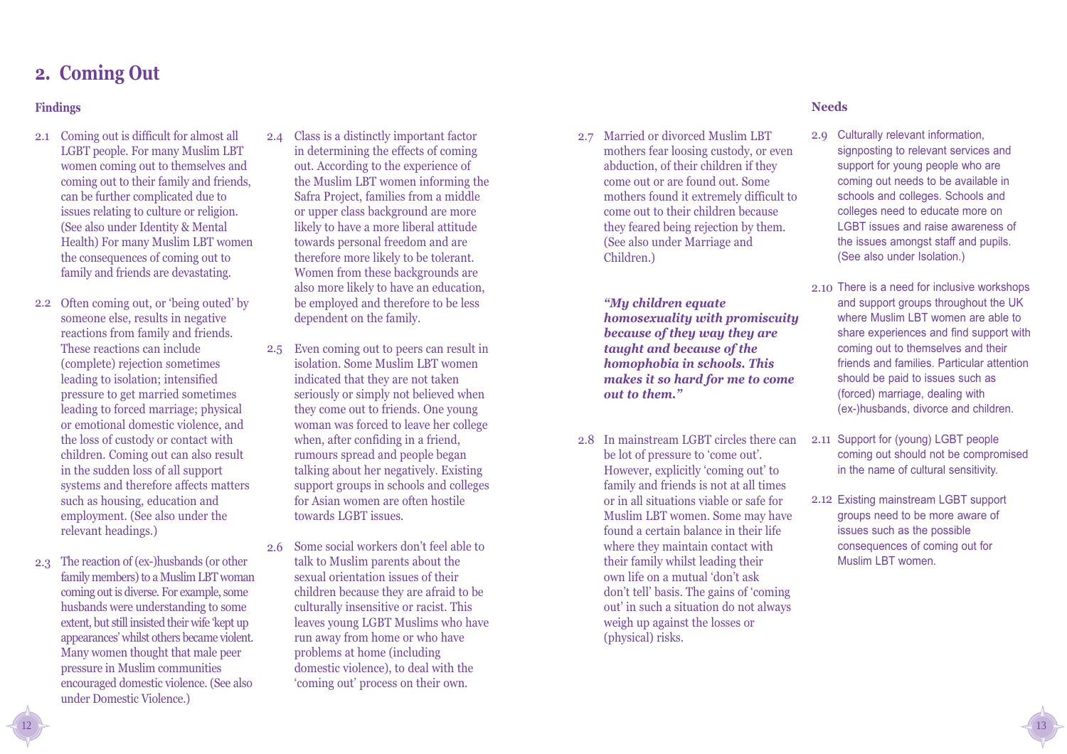## 2. Coming Out

### Findings

2.1 Coming out is difficult for almost all LGBT people. For many Muslim LBT women coming out to themselves and coming out to their family and friends, can be further complicated due to issues relating to culture or religion. (See also under Identity & Mental Health) For many Muslim LBT women the consequences of coming out to family and friends are devastating.

2.2 Often coming out, or 'being outed' by someone else, results in negative reactions from family and friends. These reactions can include (complete) rejection sometimes leading to isolation; intensified pressure to get married sometimes leading to forced marriage; physical or emotional domestic violence, and the loss of custody or contact with children. Coming out can also result in the sudden loss of all support systems and therefore affects matters such as housing, education and employment. (See also under the relevant headings.)

2.3 The reaction of (ex-)husbands (or other family members) to a Muslim LBT woman coming out is diverse. For example, some husbands were understanding to some extent, but still insisted their wife 'kept up appearances' whilst others became violent. Many women thought that male peer pressure in Muslim communities encouraged domestic violence. (See also under Domestic Violence.)

2.4 Class is a distinctly important factor in determining the effects of coming out. According to the experience of the Muslim LBT women informing the Safra Project, families from a middle or upper class background are more likely to have a more liberal attitude towards personal freedom and are therefore more likely to be tolerant. Women from these backgrounds are also more likely to have an education, be employed and therefore to be less dependent on the family.

2.5 Even coming out to peers can result in isolation. Some Muslim LBT women indicated that they are not taken seriously or simply not believed when they come out to friends. One young woman was forced to leave her college when, after confiding in a friend, rumours spread and people began talking about her negatively. Existing support groups in schools and colleges for Asian women are often hostile towards LGBT issues.

2.6 Some social workers don't feel able to talk to Muslim parents about the sexual orientation issues of their children because they are afraid to be culturally insensitive or racist. This leaves young LGBT Muslims who have run away from home or who have problems at home (including domestic violence), to deal with the 'coming out' process on their own.

2.7 Married or divorced Muslim LBT mothers fear loosing custody, or even abduction, of their children if they come out or are found out. Some mothers found it extremely difficult to come out to their children because they feared being rejection by them. (See also under Marriage and Children.)

***"My children equate homosexuality with promiscuity because of they way they are taught and because of the homophobia in schools. This makes it so hard for me to come out to them."***

2.8 In mainstream LGBT circles there can be lot of pressure to 'come out'. However, explicitly 'coming out' to family and friends is not at all times or in all situations viable or safe for Muslim LBT women. Some may have found a certain balance in their life where they maintain contact with their family whilst leading their own life on a mutual 'don't ask don't tell' basis. The gains of 'coming out' in such a situation do not always weigh up against the losses or (physical) risks.

### Needs

2.9 Culturally relevant information, signposting to relevant services and support for young people who are coming out needs to be available in schools and colleges. Schools and colleges need to educate more on LGBT issues and raise awareness of the issues amongst staff and pupils. (See also under Isolation.)

2.10 There is a need for inclusive workshops and support groups throughout the UK where Muslim LBT women are able to share experiences and find support with coming out to themselves and their friends and families. Particular attention should be paid to issues such as (forced) marriage, dealing with (ex-)husbands, divorce and children.

2.11 Support for (young) LGBT people coming out should not be compromised in the name of cultural sensitivity.

2.12 Existing mainstream LGBT support groups need to be more aware of issues such as the possible consequences of coming out for Muslim LBT women.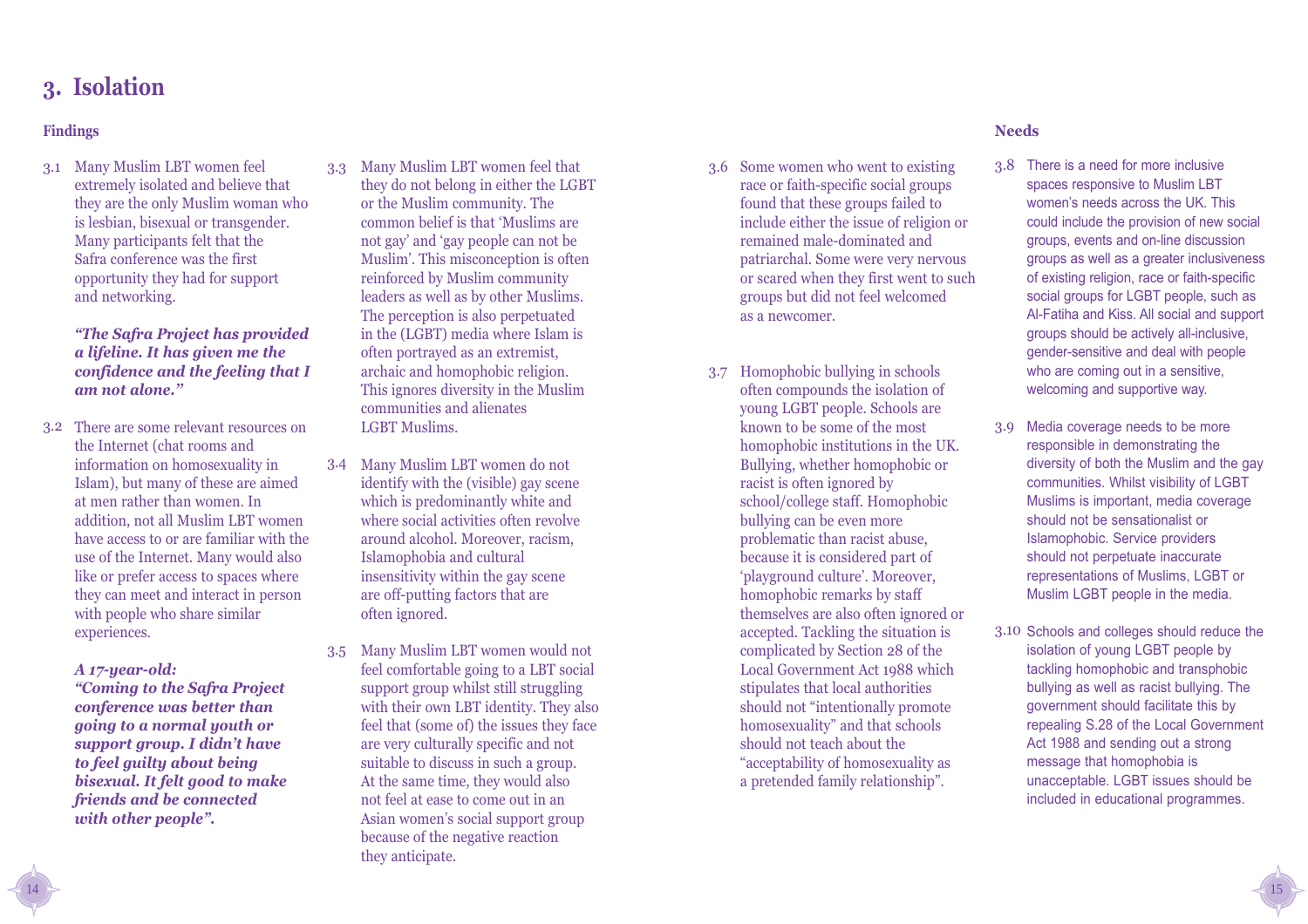# 3. Isolation

## Findings

3.1 Many Muslim LBT women feel extremely isolated and believe that they are the only Muslim woman who is lesbian, bisexual or transgender. Many participants felt that the Safra conference was the first opportunity they had for support and networking.

***"The Safra Project has provided a lifeline. It has given me the confidence and the feeling that I am not alone."***

3.2 There are some relevant resources on the Internet (chat rooms and information on homosexuality in Islam), but many of these are aimed at men rather than women. In addition, not all Muslim LBT women have access to or are familiar with the use of the Internet. Many would also like or prefer access to spaces where they can meet and interact in person with people who share similar experiences.

***A 17-year-old:***
***"Coming to the Safra Project conference was better than going to a normal youth or support group. I didn't have to feel guilty about being bisexual. It felt good to make friends and be connected with other people".***

3.3 Many Muslim LBT women feel that they do not belong in either the LGBT or the Muslim community. The common belief is that 'Muslims are not gay' and 'gay people can not be Muslim'. This misconception is often reinforced by Muslim community leaders as well as by other Muslims. The perception is also perpetuated in the (LGBT) media where Islam is often portrayed as an extremist, archaic and homophobic religion. This ignores diversity in the Muslim communities and alienates LGBT Muslims.

3.4 Many Muslim LBT women do not identify with the (visible) gay scene which is predominantly white and where social activities often revolve around alcohol. Moreover, racism, Islamophobia and cultural insensitivity within the gay scene are off-putting factors that are often ignored.

3.5 Many Muslim LBT women would not feel comfortable going to a LBT social support group whilst still struggling with their own LBT identity. They also feel that (some of) the issues they face are very culturally specific and not suitable to discuss in such a group. At the same time, they would also not feel at ease to come out in an Asian women's social support group because of the negative reaction they anticipate.

3.6 Some women who went to existing race or faith-specific social groups found that these groups failed to include either the issue of religion or remained male-dominated and patriarchal. Some were very nervous or scared when they first went to such groups but did not feel welcomed as a newcomer.

3.7 Homophobic bullying in schools often compounds the isolation of young LGBT people. Schools are known to be some of the most homophobic institutions in the UK. Bullying, whether homophobic or racist is often ignored by school/college staff. Homophobic bullying can be even more problematic than racist abuse, because it is considered part of 'playground culture'. Moreover, homophobic remarks by staff themselves are also often ignored or accepted. Tackling the situation is complicated by Section 28 of the Local Government Act 1988 which stipulates that local authorities should not "intentionally promote homosexuality" and that schools should not teach about the "acceptability of homosexuality as a pretended family relationship".

## Needs

3.8 There is a need for more inclusive spaces responsive to Muslim LBT women's needs across the UK. This could include the provision of new social groups, events and on-line discussion groups as well as a greater inclusiveness of existing religion, race or faith-specific social groups for LGBT people, such as Al-Fatiha and Kiss. All social and support groups should be actively all-inclusive, gender-sensitive and deal with people who are coming out in a sensitive, welcoming and supportive way.

3.9 Media coverage needs to be more responsible in demonstrating the diversity of both the Muslim and the gay communities. Whilst visibility of LGBT Muslims is important, media coverage should not be sensationalist or Islamophobic. Service providers should not perpetuate inaccurate representations of Muslims, LGBT or Muslim LGBT people in the media.

3.10 Schools and colleges should reduce the isolation of young LGBT people by tackling homophobic and transphobic bullying as well as racist bullying. The government should facilitate this by repealing S.28 of the Local Government Act 1988 and sending out a strong message that homophobia is unacceptable. LGBT issues should be included in educational programmes.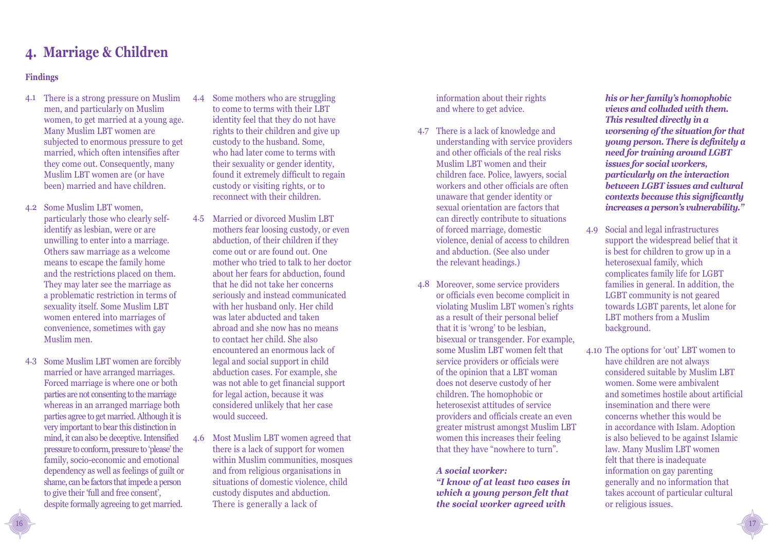# 4. Marriage & Children

## Findings

4.1 There is a strong pressure on Muslim men, and particularly on Muslim women, to get married at a young age. Many Muslim LBT women are subjected to enormous pressure to get married, which often intensifies after they come out. Consequently, many Muslim LBT women are (or have been) married and have children.

4.2 Some Muslim LBT women, particularly those who clearly self-identify as lesbian, were or are unwilling to enter into a marriage. Others saw marriage as a welcome means to escape the family home and the restrictions placed on them. They may later see the marriage as a problematic restriction in terms of sexuality itself. Some Muslim LBT women entered into marriages of convenience, sometimes with gay Muslim men.

4.3 Some Muslim LBT women are forcibly married or have arranged marriages. Forced marriage is where one or both parties are not consenting to the marriage whereas in an arranged marriage both parties agree to get married. Although it is very important to bear this distinction in mind, it can also be deceptive. Intensified pressure to conform, pressure to 'please' the family, socio-economic and emotional dependency as well as feelings of guilt or shame, can be factors that impede a person to give their 'full and free consent', despite formally agreeing to get married.

4.4 Some mothers who are struggling to come to terms with their LBT identity feel that they do not have rights to their children and give up custody to the husband. Some, who had later come to terms with their sexuality or gender identity, found it extremely difficult to regain custody or visiting rights, or to reconnect with their children.

4.5 Married or divorced Muslim LBT mothers fear loosing custody, or even abduction, of their children if they come out or are found out. One mother who tried to talk to her doctor about her fears for abduction, found that he did not take her concerns seriously and instead communicated with her husband only. Her child was later abducted and taken abroad and she now has no means to contact her child. She also encountered an enormous lack of legal and social support in child abduction cases. For example, she was not able to get financial support for legal action, because it was considered unlikely that her case would succeed.

4.6 Most Muslim LBT women agreed that there is a lack of support for women within Muslim communities, mosques and from religious organisations in situations of domestic violence, child custody disputes and abduction. There is generally a lack of information about their rights and where to get advice.

4.7 There is a lack of knowledge and understanding with service providers and other officials of the real risks Muslim LBT women and their children face. Police, lawyers, social workers and other officials are often unaware that gender identity or sexual orientation are factors that can directly contribute to situations of forced marriage, domestic violence, denial of access to children and abduction. (See also under the relevant headings.)

4.8 Moreover, some service providers or officials even become complicit in violating Muslim LBT women's rights as a result of their personal belief that it is 'wrong' to be lesbian, bisexual or transgender. For example, some Muslim LBT women felt that service providers or officials were of the opinion that a LBT woman does not deserve custody of her children. The homophobic or heterosexist attitudes of service providers and officials create an even greater mistrust amongst Muslim LBT women this increases their feeling that they have "nowhere to turn".

***A social worker:***
***"I know of at least two cases in which a young person felt that the social worker agreed with his or her family's homophobic views and colluded with them. This resulted directly in a worsening of the situation for that young person. There is definitely a need for training around LGBT issues for social workers, particularly on the interaction between LGBT issues and cultural contexts because this significantly increases a person's vulnerability."***

4.9 Social and legal infrastructures support the widespread belief that it is best for children to grow up in a heterosexual family, which complicates family life for LGBT families in general. In addition, the LGBT community is not geared towards LGBT parents, let alone for LBT mothers from a Muslim background.

4.10 The options for 'out' LBT women to have children are not always considered suitable by Muslim LBT women. Some were ambivalent and sometimes hostile about artificial insemination and there were concerns whether this would be in accordance with Islam. Adoption is also believed to be against Islamic law. Many Muslim LBT women felt that there is inadequate information on gay parenting generally and no information that takes account of particular cultural or religious issues.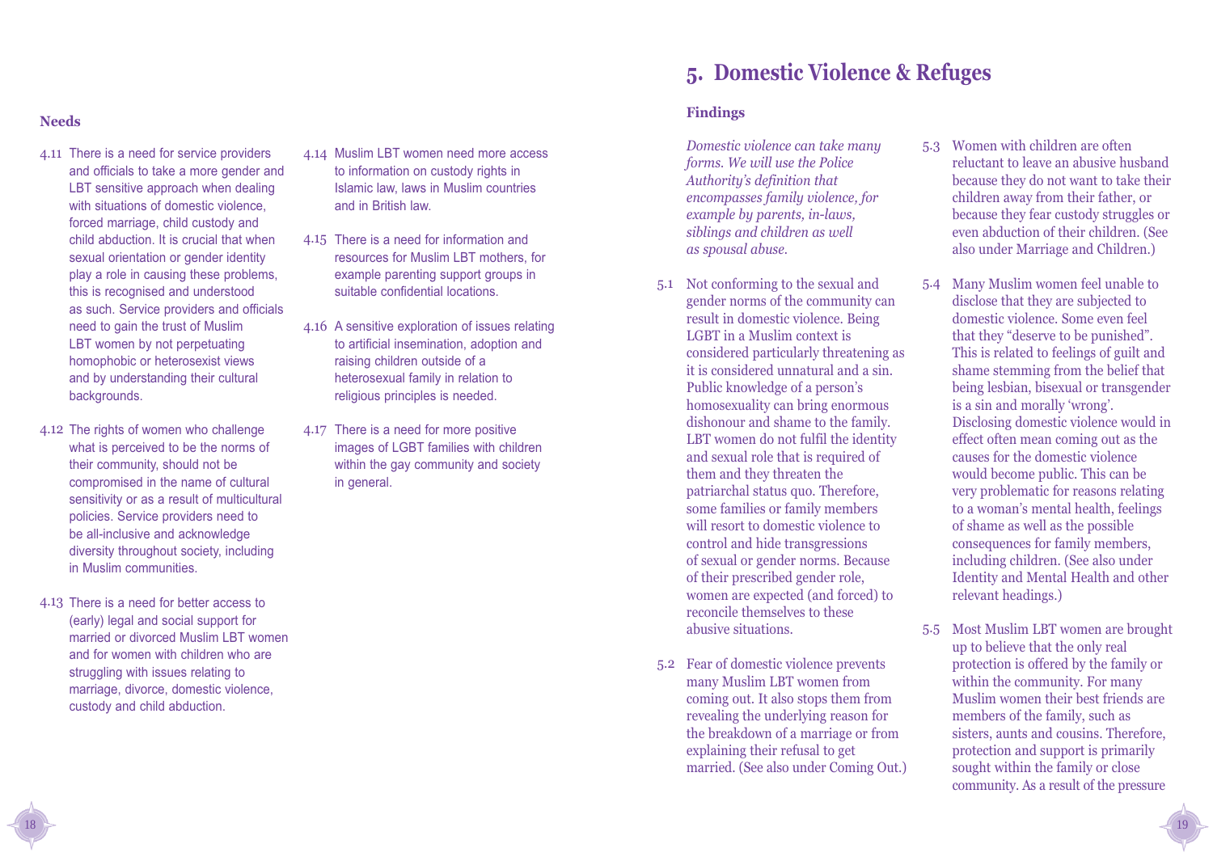### Needs

4.11 There is a need for service providers and officials to take a more gender and LBT sensitive approach when dealing with situations of domestic violence, forced marriage, child custody and child abduction. It is crucial that when sexual orientation or gender identity play a role in causing these problems, this is recognised and understood as such. Service providers and officials need to gain the trust of Muslim LBT women by not perpetuating homophobic or heterosexist views and by understanding their cultural backgrounds.

4.12 The rights of women who challenge what is perceived to be the norms of their community, should not be compromised in the name of cultural sensitivity or as a result of multicultural policies. Service providers need to be all-inclusive and acknowledge diversity throughout society, including in Muslim communities.

4.13 There is a need for better access to (early) legal and social support for married or divorced Muslim LBT women and for women with children who are struggling with issues relating to marriage, divorce, domestic violence, custody and child abduction.

4.14 Muslim LBT women need more access to information on custody rights in Islamic law, laws in Muslim countries and in British law.

4.15 There is a need for information and resources for Muslim LBT mothers, for example parenting support groups in suitable confidential locations.

4.16 A sensitive exploration of issues relating to artificial insemination, adoption and raising children outside of a heterosexual family in relation to religious principles is needed.

4.17 There is a need for more positive images of LGBT families with children within the gay community and society in general.

# 5. Domestic Violence & Refuges

### Findings

*Domestic violence can take many forms. We will use the Police Authority's definition that encompasses family violence, for example by parents, in-laws, siblings and children as well as spousal abuse.*

5.1 Not conforming to the sexual and gender norms of the community can result in domestic violence. Being LGBT in a Muslim context is considered particularly threatening as it is considered unnatural and a sin. Public knowledge of a person's homosexuality can bring enormous dishonour and shame to the family. LBT women do not fulfil the identity and sexual role that is required of them and they threaten the patriarchal status quo. Therefore, some families or family members will resort to domestic violence to control and hide transgressions of sexual or gender norms. Because of their prescribed gender role, women are expected (and forced) to reconcile themselves to these abusive situations.

5.2 Fear of domestic violence prevents many Muslim LBT women from coming out. It also stops them from revealing the underlying reason for the breakdown of a marriage or from explaining their refusal to get married. (See also under Coming Out.)

5.3 Women with children are often reluctant to leave an abusive husband because they do not want to take their children away from their father, or because they fear custody struggles or even abduction of their children. (See also under Marriage and Children.)

5.4 Many Muslim women feel unable to disclose that they are subjected to domestic violence. Some even feel that they "deserve to be punished". This is related to feelings of guilt and shame stemming from the belief that being lesbian, bisexual or transgender is a sin and morally 'wrong'. Disclosing domestic violence would in effect often mean coming out as the causes for the domestic violence would become public. This can be very problematic for reasons relating to a woman's mental health, feelings of shame as well as the possible consequences for family members, including children. (See also under Identity and Mental Health and other relevant headings.)

5.5 Most Muslim LBT women are brought up to believe that the only real protection is offered by the family or within the community. For many Muslim women their best friends are members of the family, such as sisters, aunts and cousins. Therefore, protection and support is primarily sought within the family or close community. As a result of the pressure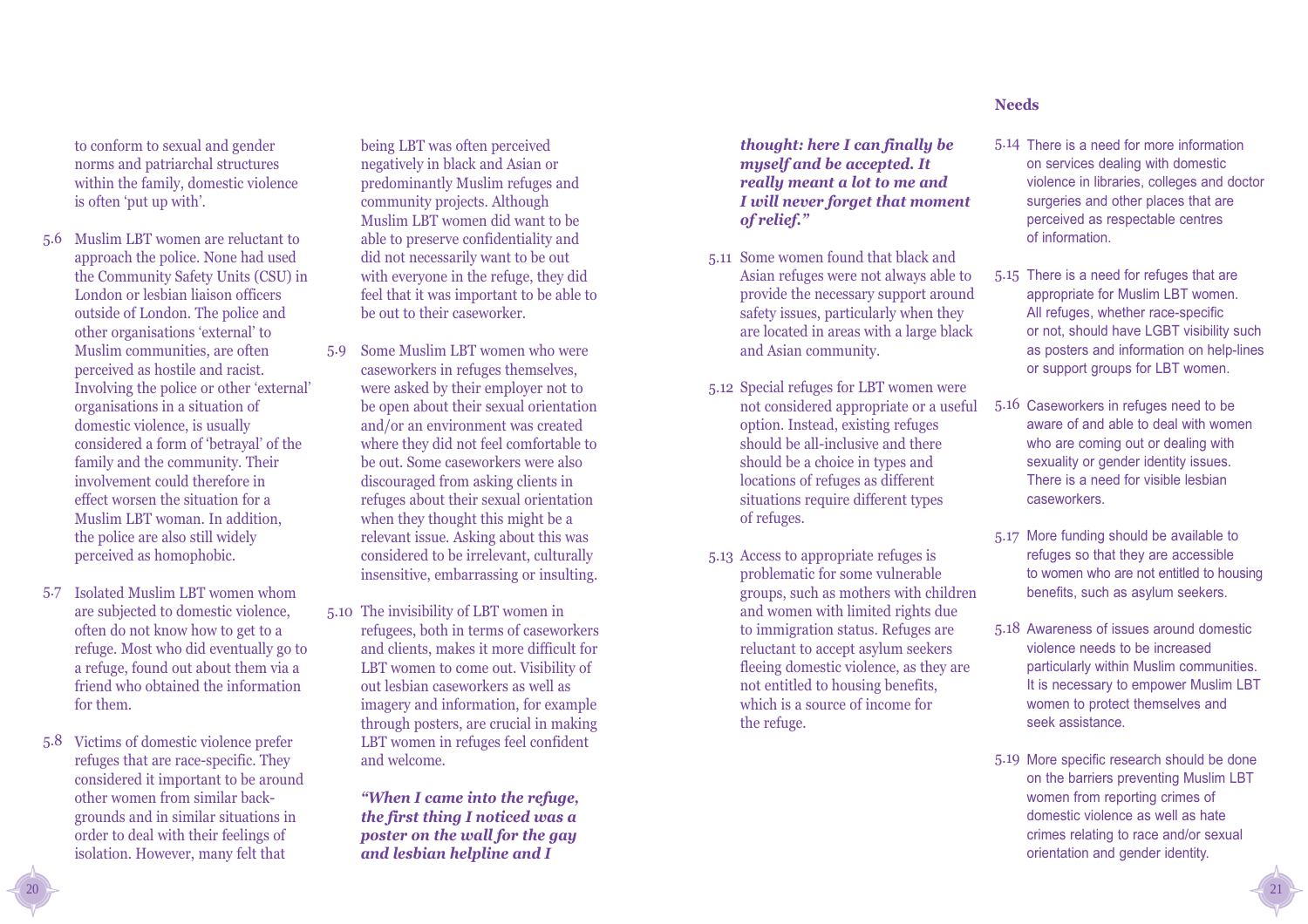to conform to sexual and gender norms and patriarchal structures within the family, domestic violence is often 'put up with'.

5.6 Muslim LBT women are reluctant to approach the police. None had used the Community Safety Units (CSU) in London or lesbian liaison officers outside of London. The police and other organisations 'external' to Muslim communities, are often perceived as hostile and racist. Involving the police or other 'external' organisations in a situation of domestic violence, is usually considered a form of 'betrayal' of the family and the community. Their involvement could therefore in effect worsen the situation for a Muslim LBT woman. In addition, the police are also still widely perceived as homophobic.

5.7 Isolated Muslim LBT women whom are subjected to domestic violence, often do not know how to get to a refuge. Most who did eventually go to a refuge, found out about them via a friend who obtained the information for them.

5.8 Victims of domestic violence prefer refuges that are race-specific. They considered it important to be around other women from similar back-grounds and in similar situations in order to deal with their feelings of isolation. However, many felt that being LBT was often perceived negatively in black and Asian or predominantly Muslim refuges and community projects. Although Muslim LBT women did want to be able to preserve confidentiality and did not necessarily want to be out with everyone in the refuge, they did feel that it was important to be able to be out to their caseworker.

5.9 Some Muslim LBT women who were caseworkers in refuges themselves, were asked by their employer not to be open about their sexual orientation and/or an environment was created where they did not feel comfortable to be out. Some caseworkers were also discouraged from asking clients in refuges about their sexual orientation when they thought this might be a relevant issue. Asking about this was considered to be irrelevant, culturally insensitive, embarrassing or insulting.

5.10 The invisibility of LBT women in refugees, both in terms of caseworkers and clients, makes it more difficult for LBT women to come out. Visibility of out lesbian caseworkers as well as imagery and information, for example through posters, are crucial in making LBT women in refuges feel confident and welcome.

***"When I came into the refuge, the first thing I noticed was a poster on the wall for the gay and lesbian helpline and I thought: here I can finally be myself and be accepted. It really meant a lot to me and I will never forget that moment of relief."***

5.11 Some women found that black and Asian refuges were not always able to provide the necessary support around safety issues, particularly when they are located in areas with a large black and Asian community.

5.12 Special refuges for LBT women were not considered appropriate or a useful option. Instead, existing refuges should be all-inclusive and there should be a choice in types and locations of refuges as different situations require different types of refuges.

5.13 Access to appropriate refuges is problematic for some vulnerable groups, such as mothers with children and women with limited rights due to immigration status. Refuges are reluctant to accept asylum seekers fleeing domestic violence, as they are not entitled to housing benefits, which is a source of income for the refuge.

### Needs

5.14 There is a need for more information on services dealing with domestic violence in libraries, colleges and doctor surgeries and other places that are perceived as respectable centres of information.

5.15 There is a need for refuges that are appropriate for Muslim LBT women. All refuges, whether race-specific or not, should have LGBT visibility such as posters and information on help-lines or support groups for LBT women.

5.16 Caseworkers in refuges need to be aware of and able to deal with women who are coming out or dealing with sexuality or gender identity issues. There is a need for visible lesbian caseworkers.

5.17 More funding should be available to refuges so that they are accessible to women who are not entitled to housing benefits, such as asylum seekers.

5.18 Awareness of issues around domestic violence needs to be increased particularly within Muslim communities. It is necessary to empower Muslim LBT women to protect themselves and seek assistance.

5.19 More specific research should be done on the barriers preventing Muslim LBT women from reporting crimes of domestic violence as well as hate crimes relating to race and/or sexual orientation and gender identity.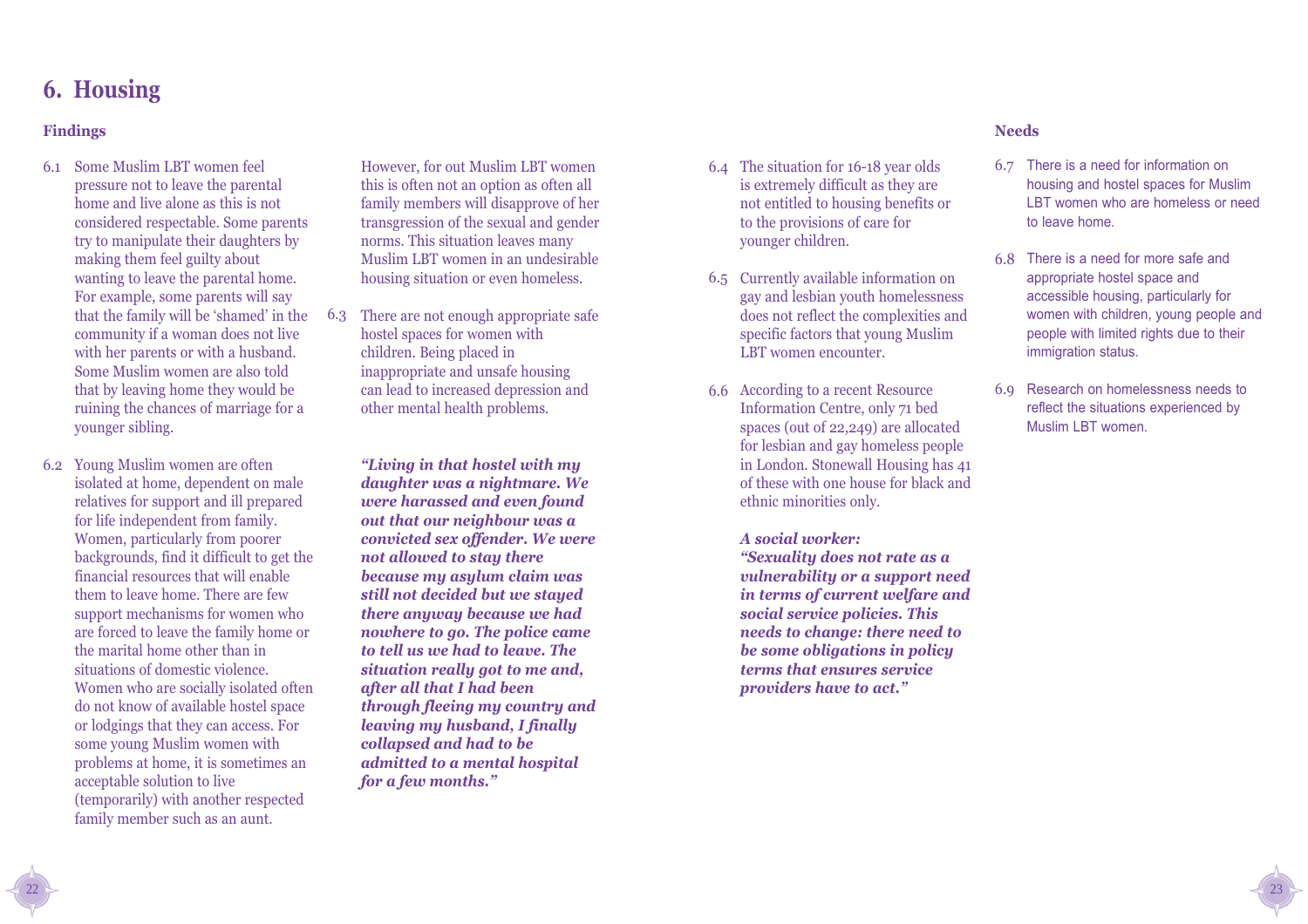# 6. Housing

## Findings

6.1 Some Muslim LBT women feel pressure not to leave the parental home and live alone as this is not considered respectable. Some parents try to manipulate their daughters by making them feel guilty about wanting to leave the parental home. For example, some parents will say that the family will be 'shamed' in the community if a woman does not live with her parents or with a husband. Some Muslim women are also told that by leaving home they would be ruining the chances of marriage for a younger sibling.

6.2 Young Muslim women are often isolated at home, dependent on male relatives for support and ill prepared for life independent from family. Women, particularly from poorer backgrounds, find it difficult to get the financial resources that will enable them to leave home. There are few support mechanisms for women who are forced to leave the family home or the marital home other than in situations of domestic violence. Women who are socially isolated often do not know of available hostel space or lodgings that they can access. For some young Muslim women with problems at home, it is sometimes an acceptable solution to live (temporarily) with another respected family member such as an aunt. However, for out Muslim LBT women this is often not an option as often all family members will disapprove of her transgression of the sexual and gender norms. This situation leaves many Muslim LBT women in an undesirable housing situation or even homeless.

6.3 There are not enough appropriate safe hostel spaces for women with children. Being placed in inappropriate and unsafe housing can lead to increased depression and other mental health problems.

***"Living in that hostel with my daughter was a nightmare. We were harassed and even found out that our neighbour was a convicted sex offender. We were not allowed to stay there because my asylum claim was still not decided but we stayed there anyway because we had nowhere to go. The police came to tell us we had to leave. The situation really got to me and, after all that I had been through fleeing my country and leaving my husband, I finally collapsed and had to be admitted to a mental hospital for a few months."***

6.4 The situation for 16-18 year olds is extremely difficult as they are not entitled to housing benefits or to the provisions of care for younger children.

6.5 Currently available information on gay and lesbian youth homelessness does not reflect the complexities and specific factors that young Muslim LBT women encounter.

6.6 According to a recent Resource Information Centre, only 71 bed spaces (out of 22,249) are allocated for lesbian and gay homeless people in London. Stonewall Housing has 41 of these with one house for black and ethnic minorities only.

***A social worker:***
***"Sexuality does not rate as a vulnerability or a support need in terms of current welfare and social service policies. This needs to change: there need to be some obligations in policy terms that ensures service providers have to act."***

## Needs

6.7 There is a need for information on housing and hostel spaces for Muslim LBT women who are homeless or need to leave home.

6.8 There is a need for more safe and appropriate hostel space and accessible housing, particularly for women with children, young people and people with limited rights due to their immigration status.

6.9 Research on homelessness needs to reflect the situations experienced by Muslim LBT women.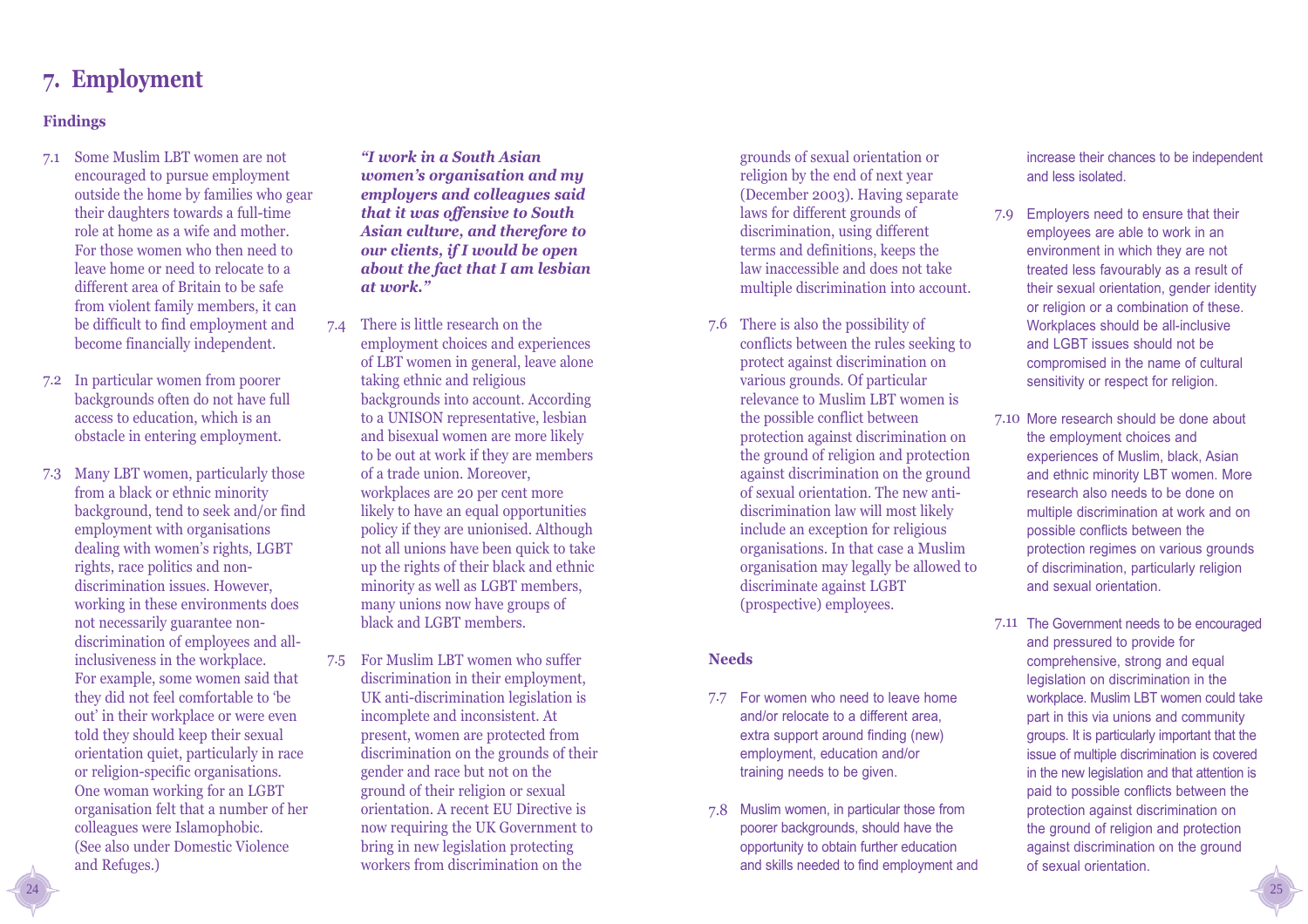# 7. Employment

## Findings

7.1 Some Muslim LBT women are not encouraged to pursue employment outside the home by families who gear their daughters towards a full-time role at home as a wife and mother. For those women who then need to leave home or need to relocate to a different area of Britain to be safe from violent family members, it can be difficult to find employment and become financially independent.

7.2 In particular women from poorer backgrounds often do not have full access to education, which is an obstacle in entering employment.

7.3 Many LBT women, particularly those from a black or ethnic minority background, tend to seek and/or find employment with organisations dealing with women's rights, LGBT rights, race politics and non-discrimination issues. However, working in these environments does not necessarily guarantee non-discrimination of employees and all-inclusiveness in the workplace. For example, some women said that they did not feel comfortable to 'be out' in their workplace or were even told they should keep their sexual orientation quiet, particularly in race or religion-specific organisations. One woman working for an LGBT organisation felt that a number of her colleagues were Islamophobic. (See also under Domestic Violence and Refuges.)

***"I work in a South Asian women's organisation and my employers and colleagues said that it was offensive to South Asian culture, and therefore to our clients, if I would be open about the fact that I am lesbian at work."***

7.4 There is little research on the employment choices and experiences of LBT women in general, leave alone taking ethnic and religious backgrounds into account. According to a UNISON representative, lesbian and bisexual women are more likely to be out at work if they are members of a trade union. Moreover, workplaces are 20 per cent more likely to have an equal opportunities policy if they are unionised. Although not all unions have been quick to take up the rights of their black and ethnic minority as well as LGBT members, many unions now have groups of black and LGBT members.

7.5 For Muslim LBT women who suffer discrimination in their employment, UK anti-discrimination legislation is incomplete and inconsistent. At present, women are protected from discrimination on the grounds of their gender and race but not on the ground of their religion or sexual orientation. A recent EU Directive is now requiring the UK Government to bring in new legislation protecting workers from discrimination on the grounds of sexual orientation or religion by the end of next year (December 2003). Having separate laws for different grounds of discrimination, using different terms and definitions, keeps the law inaccessible and does not take multiple discrimination into account.

7.6 There is also the possibility of conflicts between the rules seeking to protect against discrimination on various grounds. Of particular relevance to Muslim LBT women is the possible conflict between protection against discrimination on the ground of religion and protection against discrimination on the ground of sexual orientation. The new anti-discrimination law will most likely include an exception for religious organisations. In that case a Muslim organisation may legally be allowed to discriminate against LGBT (prospective) employees.

## Needs

7.7 For women who need to leave home and/or relocate to a different area, extra support around finding (new) employment, education and/or training needs to be given.

7.8 Muslim women, in particular those from poorer backgrounds, should have the opportunity to obtain further education and skills needed to find employment and increase their chances to be independent and less isolated.

7.9 Employers need to ensure that their employees are able to work in an environment in which they are not treated less favourably as a result of their sexual orientation, gender identity or religion or a combination of these. Workplaces should be all-inclusive and LGBT issues should not be compromised in the name of cultural sensitivity or respect for religion.

7.10 More research should be done about the employment choices and experiences of Muslim, black, Asian and ethnic minority LBT women. More research also needs to be done on multiple discrimination at work and on possible conflicts between the protection regimes on various grounds of discrimination, particularly religion and sexual orientation.

7.11 The Government needs to be encouraged and pressured to provide for comprehensive, strong and equal legislation on discrimination in the workplace. Muslim LBT women could take part in this via unions and community groups. It is particularly important that the issue of multiple discrimination is covered in the new legislation and that attention is paid to possible conflicts between the protection against discrimination on the ground of religion and protection against discrimination on the ground of sexual orientation.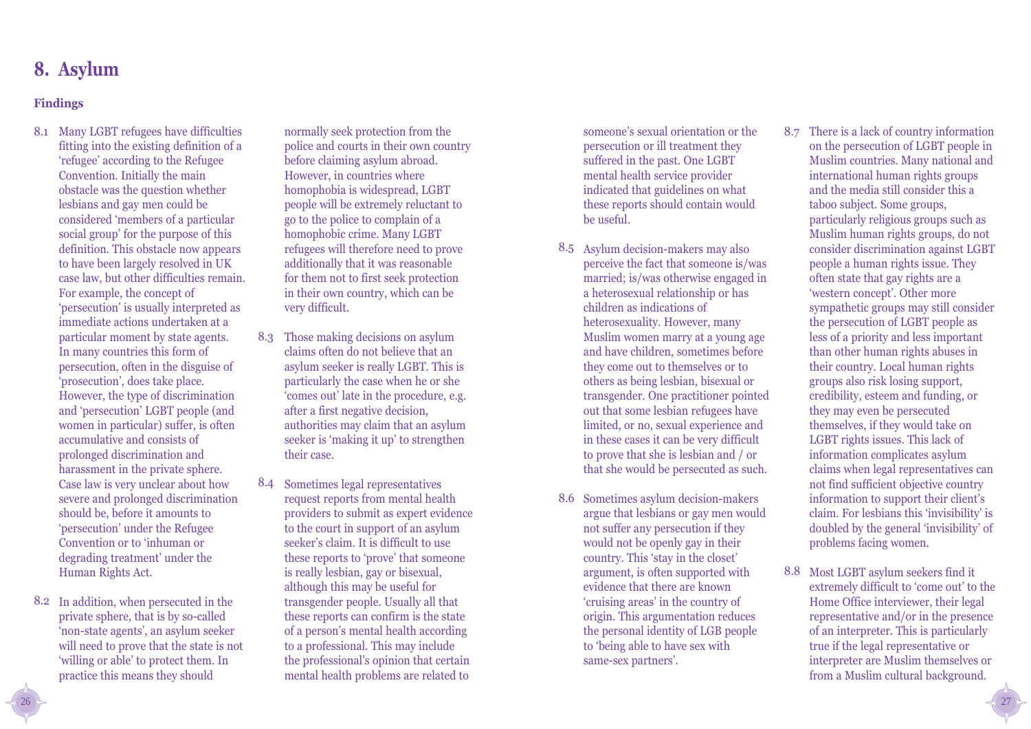# 8. Asylum

## Findings

8.1 Many LGBT refugees have difficulties fitting into the existing definition of a 'refugee' according to the Refugee Convention. Initially the main obstacle was the question whether lesbians and gay men could be considered 'members of a particular social group' for the purpose of this definition. This obstacle now appears to have been largely resolved in UK case law, but other difficulties remain. For example, the concept of 'persecution' is usually interpreted as immediate actions undertaken at a particular moment by state agents. In many countries this form of persecution, often in the disguise of 'prosecution', does take place. However, the type of discrimination and 'persecution' LGBT people (and women in particular) suffer, is often accumulative and consists of prolonged discrimination and harassment in the private sphere. Case law is very unclear about how severe and prolonged discrimination should be, before it amounts to 'persecution' under the Refugee Convention or to 'inhuman or degrading treatment' under the Human Rights Act.

8.2 In addition, when persecuted in the private sphere, that is by so-called 'non-state agents', an asylum seeker will need to prove that the state is not 'willing or able' to protect them. In practice this means they should normally seek protection from the police and courts in their own country before claiming asylum abroad. However, in countries where homophobia is widespread, LGBT people will be extremely reluctant to go to the police to complain of a homophobic crime. Many LGBT refugees will therefore need to prove additionally that it was reasonable for them not to first seek protection in their own country, which can be very difficult.

8.3 Those making decisions on asylum claims often do not believe that an asylum seeker is really LGBT. This is particularly the case when he or she 'comes out' late in the procedure, e.g. after a first negative decision, authorities may claim that an asylum seeker is 'making it up' to strengthen their case.

8.4 Sometimes legal representatives request reports from mental health providers to submit as expert evidence to the court in support of an asylum seeker's claim. It is difficult to use these reports to 'prove' that someone is really lesbian, gay or bisexual, although this may be useful for transgender people. Usually all that these reports can confirm is the state of a person's mental health according to a professional. This may include the professional's opinion that certain mental health problems are related to someone's sexual orientation or the persecution or ill treatment they suffered in the past. One LGBT mental health service provider indicated that guidelines on what these reports should contain would be useful.

8.5 Asylum decision-makers may also perceive the fact that someone is/was married; is/was otherwise engaged in a heterosexual relationship or has children as indications of heterosexuality. However, many Muslim women marry at a young age and have children, sometimes before they come out to themselves or to others as being lesbian, bisexual or transgender. One practitioner pointed out that some lesbian refugees have limited, or no, sexual experience and in these cases it can be very difficult to prove that she is lesbian and / or that she would be persecuted as such.

8.6 Sometimes asylum decision-makers argue that lesbians or gay men would not suffer any persecution if they would not be openly gay in their country. This 'stay in the closet' argument, is often supported with evidence that there are known 'cruising areas' in the country of origin. This argumentation reduces the personal identity of LGB people to 'being able to have sex with same-sex partners'.

8.7 There is a lack of country information on the persecution of LGBT people in Muslim countries. Many national and international human rights groups and the media still consider this a taboo subject. Some groups, particularly religious groups such as Muslim human rights groups, do not consider discrimination against LGBT people a human rights issue. They often state that gay rights are a 'western concept'. Other more sympathetic groups may still consider the persecution of LGBT people as less of a priority and less important than other human rights abuses in their country. Local human rights groups also risk losing support, credibility, esteem and funding, or they may even be persecuted themselves, if they would take on LGBT rights issues. This lack of information complicates asylum claims when legal representatives can not find sufficient objective country information to support their client's claim. For lesbians this 'invisibility' is doubled by the general 'invisibility' of problems facing women.

8.8 Most LGBT asylum seekers find it extremely difficult to 'come out' to the Home Office interviewer, their legal representative and/or in the presence of an interpreter. This is particularly true if the legal representative or interpreter are Muslim themselves or from a Muslim cultural background.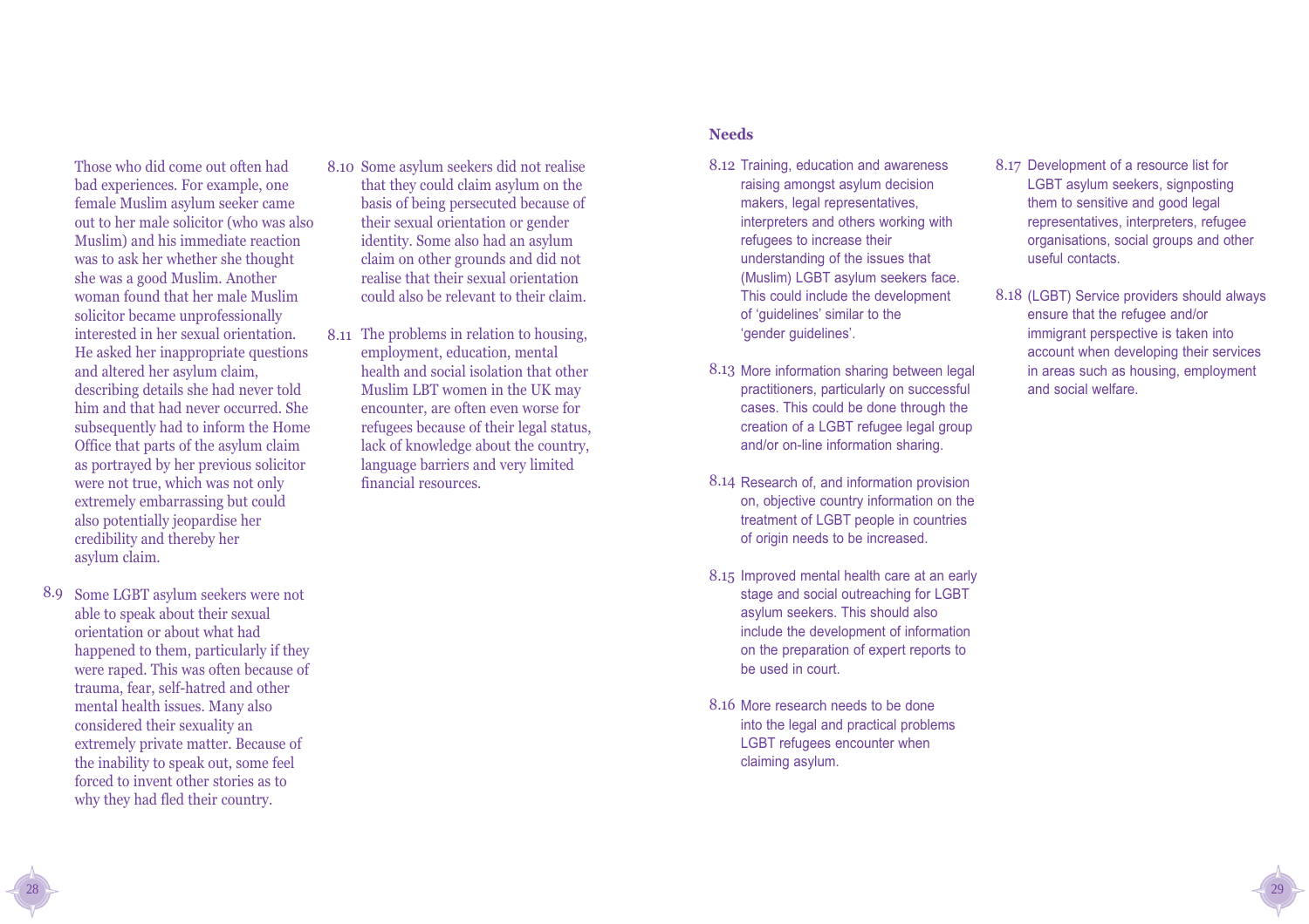Those who did come out often had bad experiences. For example, one female Muslim asylum seeker came out to her male solicitor (who was also Muslim) and his immediate reaction was to ask her whether she thought she was a good Muslim. Another woman found that her male Muslim solicitor became unprofessionally interested in her sexual orientation. He asked her inappropriate questions and altered her asylum claim, describing details she had never told him and that had never occurred. She subsequently had to inform the Home Office that parts of the asylum claim as portrayed by her previous solicitor were not true, which was not only extremely embarrassing but could also potentially jeopardise her credibility and thereby her asylum claim.

8.9 Some LGBT asylum seekers were not able to speak about their sexual orientation or about what had happened to them, particularly if they were raped. This was often because of trauma, fear, self-hatred and other mental health issues. Many also considered their sexuality an extremely private matter. Because of the inability to speak out, some feel forced to invent other stories as to why they had fled their country.

8.10 Some asylum seekers did not realise that they could claim asylum on the basis of being persecuted because of their sexual orientation or gender identity. Some also had an asylum claim on other grounds and did not realise that their sexual orientation could also be relevant to their claim.

8.11 The problems in relation to housing, employment, education, mental health and social isolation that other Muslim LBT women in the UK may encounter, are often even worse for refugees because of their legal status, lack of knowledge about the country, language barriers and very limited financial resources.

## Needs

8.12 Training, education and awareness raising amongst asylum decision makers, legal representatives, interpreters and others working with refugees to increase their understanding of the issues that (Muslim) LGBT asylum seekers face. This could include the development of 'guidelines' similar to the 'gender guidelines'.

8.13 More information sharing between legal practitioners, particularly on successful cases. This could be done through the creation of a LGBT refugee legal group and/or on-line information sharing.

8.14 Research of, and information provision on, objective country information on the treatment of LGBT people in countries of origin needs to be increased.

8.15 Improved mental health care at an early stage and social outreaching for LGBT asylum seekers. This should also include the development of information on the preparation of expert reports to be used in court.

8.16 More research needs to be done into the legal and practical problems LGBT refugees encounter when claiming asylum.

8.17 Development of a resource list for LGBT asylum seekers, signposting them to sensitive and good legal representatives, interpreters, refugee organisations, social groups and other useful contacts.

8.18 (LGBT) Service providers should always ensure that the refugee and/or immigrant perspective is taken into account when developing their services in areas such as housing, employment and social welfare.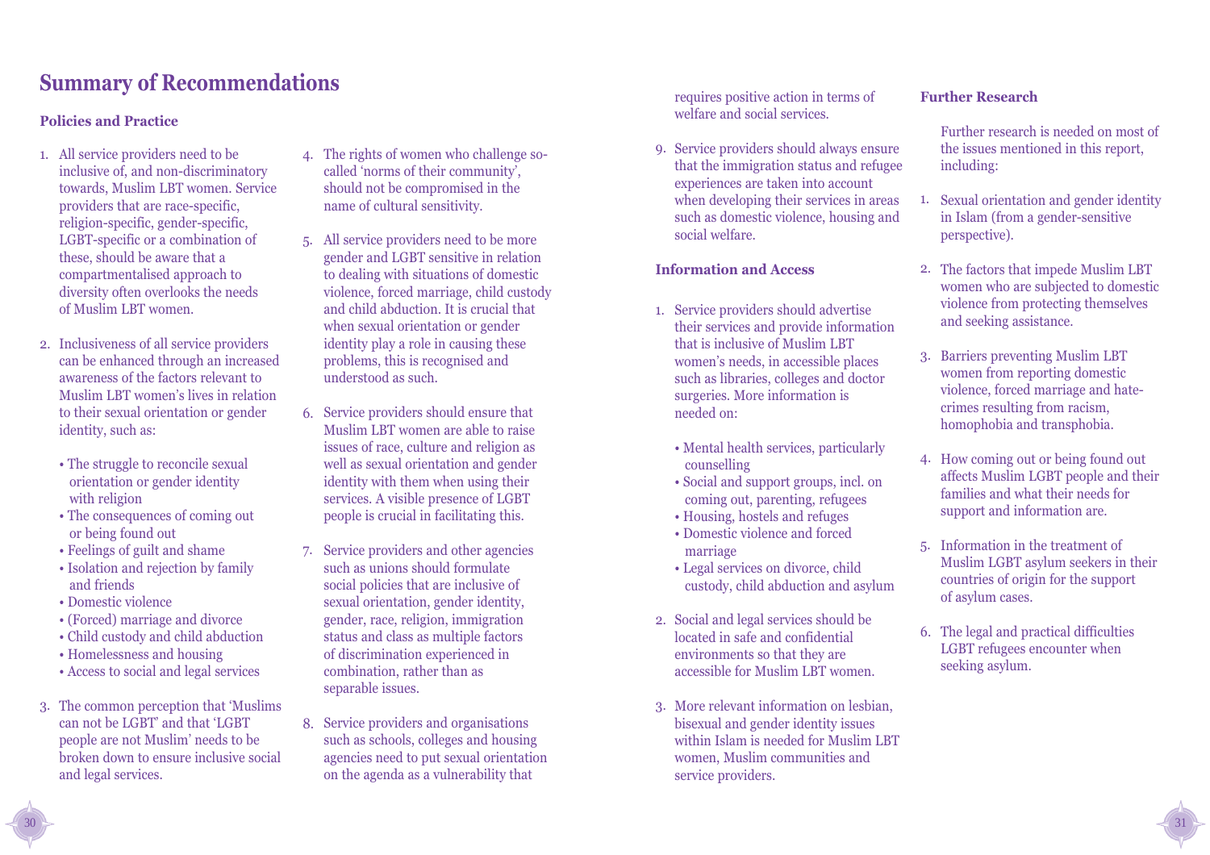## Summary of Recommendations

### Policies and Practice

1. All service providers need to be inclusive of, and non-discriminatory towards, Muslim LBT women. Service providers that are race-specific, religion-specific, gender-specific, LGBT-specific or a combination of these, should be aware that a compartmentalised approach to diversity often overlooks the needs of Muslim LBT women.

2. Inclusiveness of all service providers can be enhanced through an increased awareness of the factors relevant to Muslim LBT women's lives in relation to their sexual orientation or gender identity, such as:

   - The struggle to reconcile sexual orientation or gender identity with religion
   - The consequences of coming out or being found out
   - Feelings of guilt and shame
   - Isolation and rejection by family and friends
   - Domestic violence
   - (Forced) marriage and divorce
   - Child custody and child abduction
   - Homelessness and housing
   - Access to social and legal services

3. The common perception that 'Muslims can not be LGBT' and that 'LGBT people are not Muslim' needs to be broken down to ensure inclusive social and legal services.

4. The rights of women who challenge so-called 'norms of their community', should not be compromised in the name of cultural sensitivity.

5. All service providers need to be more gender and LGBT sensitive in relation to dealing with situations of domestic violence, forced marriage, child custody and child abduction. It is crucial that when sexual orientation or gender identity play a role in causing these problems, this is recognised and understood as such.

6. Service providers should ensure that Muslim LBT women are able to raise issues of race, culture and religion as well as sexual orientation and gender identity with them when using their services. A visible presence of LGBT people is crucial in facilitating this.

7. Service providers and other agencies such as unions should formulate social policies that are inclusive of sexual orientation, gender identity, gender, race, religion, immigration status and class as multiple factors of discrimination experienced in combination, rather than as separable issues.

8. Service providers and organisations such as schools, colleges and housing agencies need to put sexual orientation on the agenda as a vulnerability that requires positive action in terms of welfare and social services.

9. Service providers should always ensure that the immigration status and refugee experiences are taken into account when developing their services in areas such as domestic violence, housing and social welfare.

### Information and Access

1. Service providers should advertise their services and provide information that is inclusive of Muslim LBT women's needs, in accessible places such as libraries, colleges and doctor surgeries. More information is needed on:

   - Mental health services, particularly counselling
   - Social and support groups, incl. on coming out, parenting, refugees
   - Housing, hostels and refuges
   - Domestic violence and forced marriage
   - Legal services on divorce, child custody, child abduction and asylum

2. Social and legal services should be located in safe and confidential environments so that they are accessible for Muslim LBT women.

3. More relevant information on lesbian, bisexual and gender identity issues within Islam is needed for Muslim LBT women, Muslim communities and service providers.

### Further Research

Further research is needed on most of the issues mentioned in this report, including:

1. Sexual orientation and gender identity in Islam (from a gender-sensitive perspective).

2. The factors that impede Muslim LBT women who are subjected to domestic violence from protecting themselves and seeking assistance.

3. Barriers preventing Muslim LBT women from reporting domestic violence, forced marriage and hate-crimes resulting from racism, homophobia and transphobia.

4. How coming out or being found out affects Muslim LGBT people and their families and what their needs for support and information are.

5. Information in the treatment of Muslim LGBT asylum seekers in their countries of origin for the support of asylum cases.

6. The legal and practical difficulties LGBT refugees encounter when seeking asylum.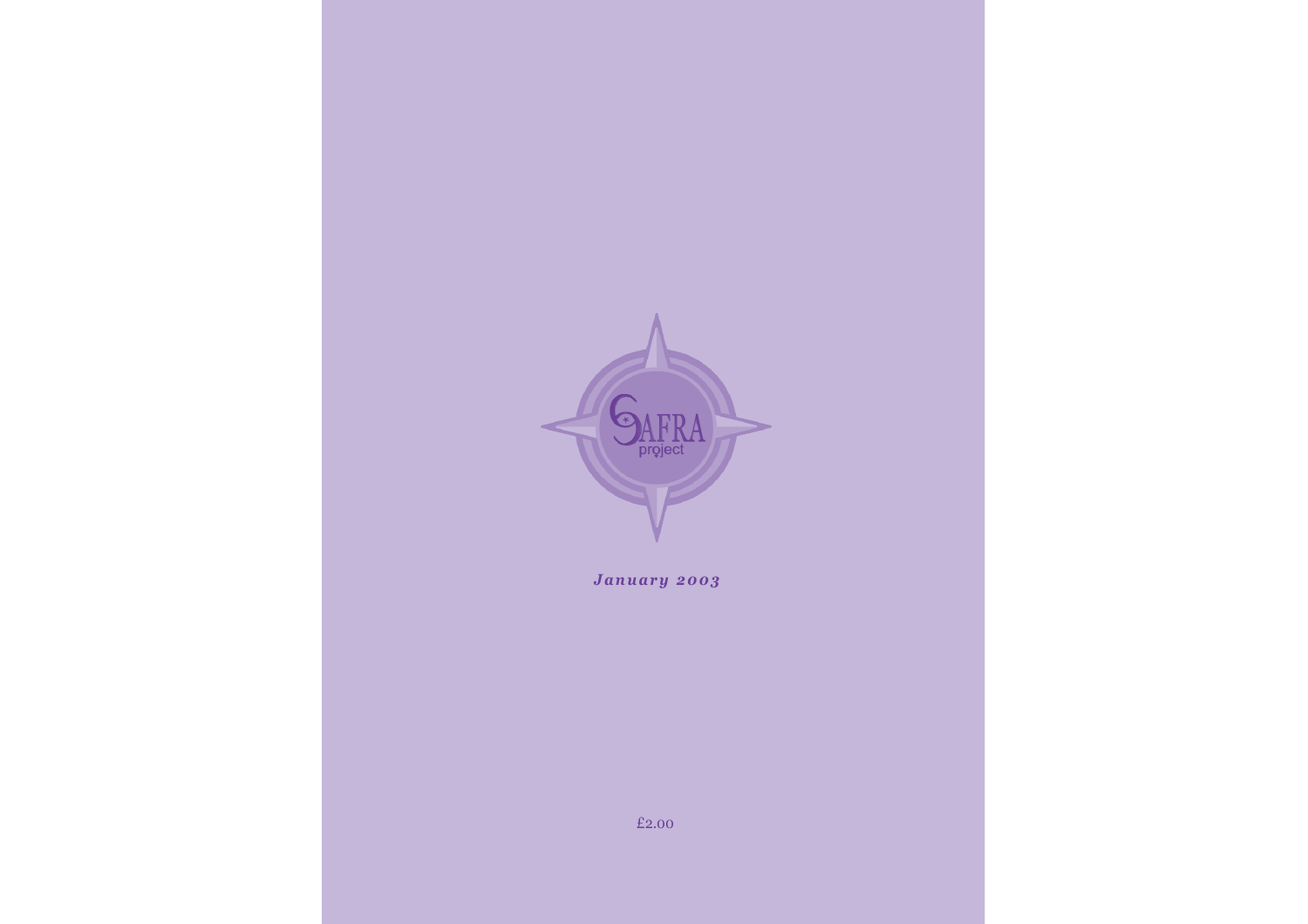SAFRA project

*January 2003*

£2.00